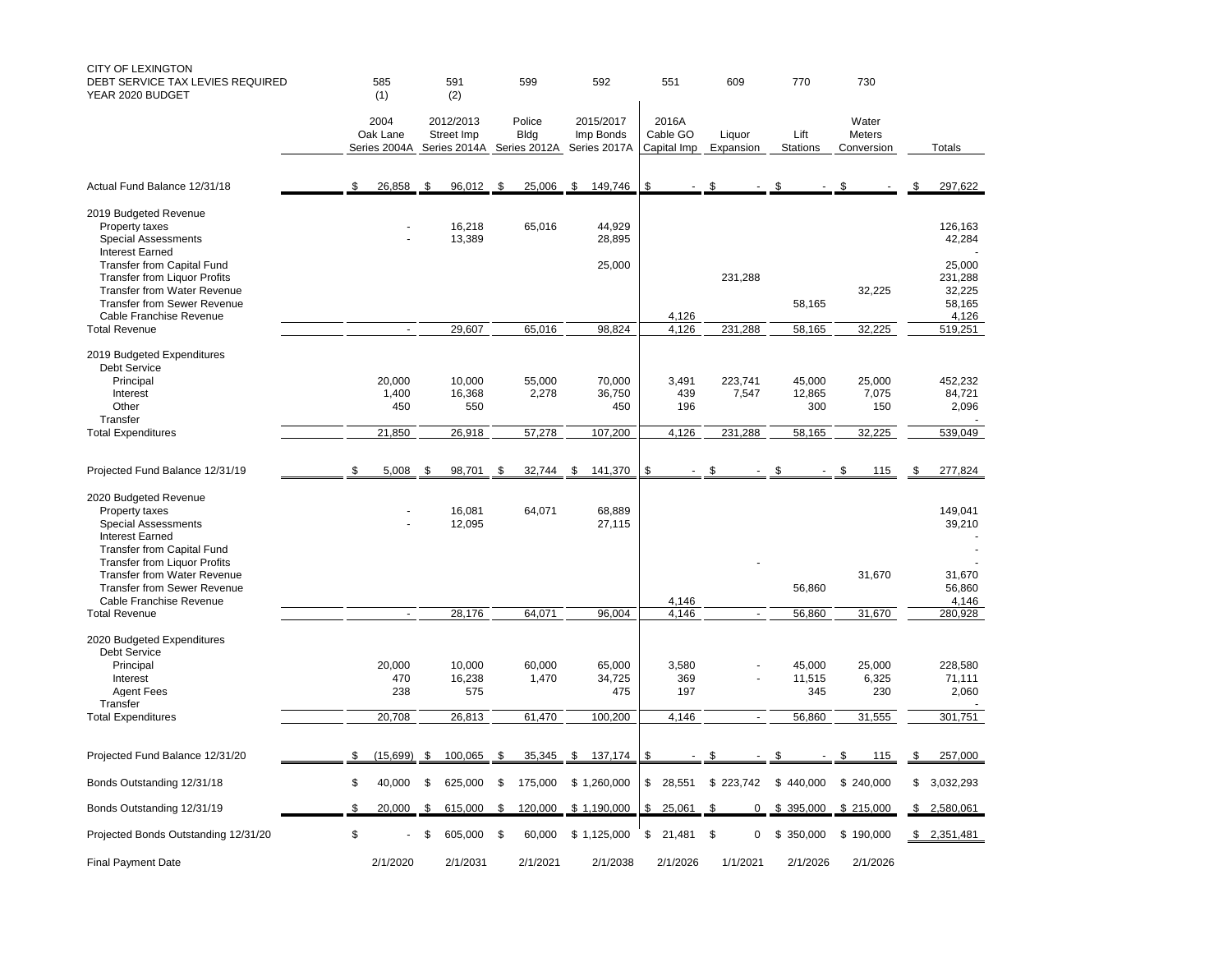CITY OF LEXINGTON
DEBT SERVICE TAX LEVIES REQUIRED
YEAR 2020 BUDGET

| | 585 (1) | 591 (2) | 599 | 592 | 551 | 609 | 770 | 730 | |
|---|---|---|---|---|---|---|---|---|---|
| | 2004 Oak Lane Series 2004A | 2012/2013 Street Imp Series 2014A | Police Bldg Series 2012A | 2015/2017 Imp Bonds Series 2017A | 2016A Cable GO Capital Imp | Liquor Expansion | Lift Stations | Water Meters Conversion | Totals |
| Actual Fund Balance 12/31/18 | $ 26,858 | $ 96,012 | $ 25,006 | $ 149,746 | $ - | $ - | $ - | $ - | $ 297,622 |
| **2019 Budgeted Revenue** | | | | | | | | | |
| Property taxes | - | 16,218 | 65,016 | 44,929 | | | | | 126,163 |
| Special Assessments | - | 13,389 | | 28,895 | | | | | 42,284 |
| Interest Earned | | | | | | | | | - |
| Transfer from Capital Fund | | | | 25,000 | | | | | 25,000 |
| Transfer from Liquor Profits | | | | | | 231,288 | | | 231,288 |
| Transfer from Water Revenue | | | | | | | | 32,225 | 32,225 |
| Transfer from Sewer Revenue | | | | | | | 58,165 | | 58,165 |
| Cable Franchise Revenue | | | | | 4,126 | | | | 4,126 |
| Total Revenue | - | 29,607 | 65,016 | 98,824 | 4,126 | 231,288 | 58,165 | 32,225 | 519,251 |
| **2019 Budgeted Expenditures** | | | | | | | | | |
| Debt Service | | | | | | | | | |
| Principal | 20,000 | 10,000 | 55,000 | 70,000 | 3,491 | 223,741 | 45,000 | 25,000 | 452,232 |
| Interest | 1,400 | 16,368 | 2,278 | 36,750 | 439 | 7,547 | 12,865 | 7,075 | 84,721 |
| Other | 450 | 550 | | 450 | 196 | | 300 | 150 | 2,096 |
| Transfer | | | | | | | | | - |
| Total Expenditures | 21,850 | 26,918 | 57,278 | 107,200 | 4,126 | 231,288 | 58,165 | 32,225 | 539,049 |
| Projected Fund Balance 12/31/19 | $ 5,008 | $ 98,701 | $ 32,744 | $ 141,370 | $ - | $ - | $ - | $ 115 | $ 277,824 |
| **2020 Budgeted Revenue** | | | | | | | | | |
| Property taxes | - | 16,081 | 64,071 | 68,889 | | | | | 149,041 |
| Special Assessments | - | 12,095 | | 27,115 | | | | | 39,210 |
| Interest Earned | | | | | | | | | - |
| Transfer from Capital Fund | | | | | | | | | - |
| Transfer from Liquor Profits | | | | | | - | | | - |
| Transfer from Water Revenue | | | | | | | | 31,670 | 31,670 |
| Transfer from Sewer Revenue | | | | | | | 56,860 | | 56,860 |
| Cable Franchise Revenue | | | | | 4,146 | | | | 4,146 |
| Total Revenue | - | 28,176 | 64,071 | 96,004 | 4,146 | - | 56,860 | 31,670 | 280,928 |
| **2020 Budgeted Expenditures** | | | | | | | | | |
| Debt Service | | | | | | | | | |
| Principal | 20,000 | 10,000 | 60,000 | 65,000 | 3,580 | - | 45,000 | 25,000 | 228,580 |
| Interest | 470 | 16,238 | 1,470 | 34,725 | 369 | - | 11,515 | 6,325 | 71,111 |
| Agent Fees | 238 | 575 | | 475 | 197 | | 345 | 230 | 2,060 |
| Transfer | | | | | | | | | - |
| Total Expenditures | 20,708 | 26,813 | 61,470 | 100,200 | 4,146 | - | 56,860 | 31,555 | 301,751 |
| Projected Fund Balance 12/31/20 | $ (15,699) | $ 100,065 | $ 35,345 | $ 137,174 | $ - | $ - | $ - | $ 115 | $ 257,000 |
| Bonds Outstanding 12/31/18 | $ 40,000 | $ 625,000 | $ 175,000 | $ 1,260,000 | $ 28,551 | $ 223,742 | $ 440,000 | $ 240,000 | $ 3,032,293 |
| Bonds Outstanding 12/31/19 | $ 20,000 | $ 615,000 | $ 120,000 | $ 1,190,000 | $ 25,061 | $ 0 | $ 395,000 | $ 215,000 | $ 2,580,061 |
| Projected Bonds Outstanding 12/31/20 | $ - | $ 605,000 | $ 60,000 | $ 1,125,000 | $ 21,481 | $ 0 | $ 350,000 | $ 190,000 | $ 2,351,481 |
| Final Payment Date | 2/1/2020 | 2/1/2031 | 2/1/2021 | 2/1/2038 | 2/1/2026 | 1/1/2021 | 2/1/2026 | 2/1/2026 | |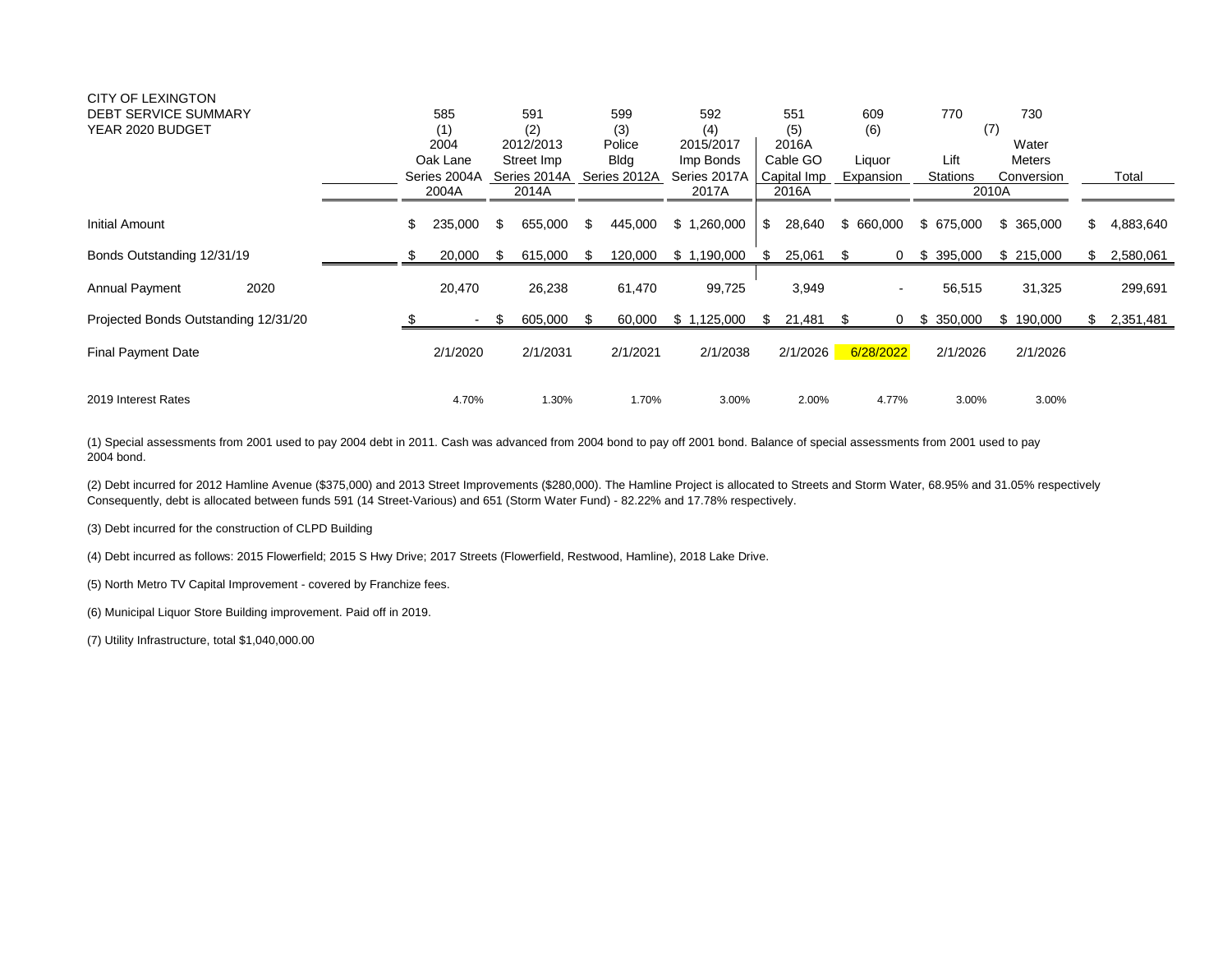CITY OF LEXINGTON
DEBT SERVICE SUMMARY
YEAR 2020 BUDGET

| | | 585 | 591 | 599 | 592 | 551 | 609 | 770 | 730 | |
|---|---|---|---|---|---|---|---|---|---|---|
| | | (1) | (2) | (3) | (4) | (5) | (6) | (7) | | |
| | | 2004 | 2012/2013 | Police | 2015/2017 | 2016A | | | Water | |
| | | Oak Lane | Street Imp | Bldg | Imp Bonds | Cable GO | Liquor | Lift | Meters | |
| | | Series 2004A | Series 2014A | Series 2012A | Series 2017A | Capital Imp | Expansion | Stations | Conversion | Total |
| | | 2004A | 2014A | | 2017A | 2016A | | 2010A | | |
| Initial Amount | | $ 235,000 | $ 655,000 | $ 445,000 | $ 1,260,000 | $ 28,640 | $ 660,000 | $ 675,000 | $ 365,000 | $ 4,883,640 |
| Bonds Outstanding 12/31/19 | | $ 20,000 | $ 615,000 | $ 120,000 | $ 1,190,000 | $ 25,061 | $ 0 | $ 395,000 | $ 215,000 | $ 2,580,061 |
| Annual Payment | 2020 | 20,470 | 26,238 | 61,470 | 99,725 | 3,949 | - | 56,515 | 31,325 | 299,691 |
| Projected Bonds Outstanding 12/31/20 | | $ - | $ 605,000 | $ 60,000 | $ 1,125,000 | $ 21,481 | $ 0 | $ 350,000 | $ 190,000 | $ 2,351,481 |
| Final Payment Date | | 2/1/2020 | 2/1/2031 | 2/1/2021 | 2/1/2038 | 2/1/2026 | 6/28/2022 | 2/1/2026 | 2/1/2026 | |
| 2019 Interest Rates | | 4.70% | 1.30% | 1.70% | 3.00% | 2.00% | 4.77% | 3.00% | 3.00% | |

(1) Special assessments from 2001 used to pay 2004 debt in 2011. Cash was advanced from 2004 bond to pay off 2001 bond. Balance of special assessments from 2001 used to pay 2004 bond.

(2) Debt incurred for 2012 Hamline Avenue ($375,000) and 2013 Street Improvements ($280,000). The Hamline Project is allocated to Streets and Storm Water, 68.95% and 31.05% respectively Consequently, debt is allocated between funds 591 (14 Street-Various) and 651 (Storm Water Fund) - 82.22% and 17.78% respectively.

(3) Debt incurred for the construction of CLPD Building

(4) Debt incurred as follows: 2015 Flowerfield; 2015 S Hwy Drive; 2017 Streets (Flowerfield, Restwood, Hamline), 2018 Lake Drive.

(5) North Metro TV Capital Improvement - covered by Franchize fees.

(6) Municipal Liquor Store Building improvement. Paid off in 2019.

(7) Utility Infrastructure, total $1,040,000.00